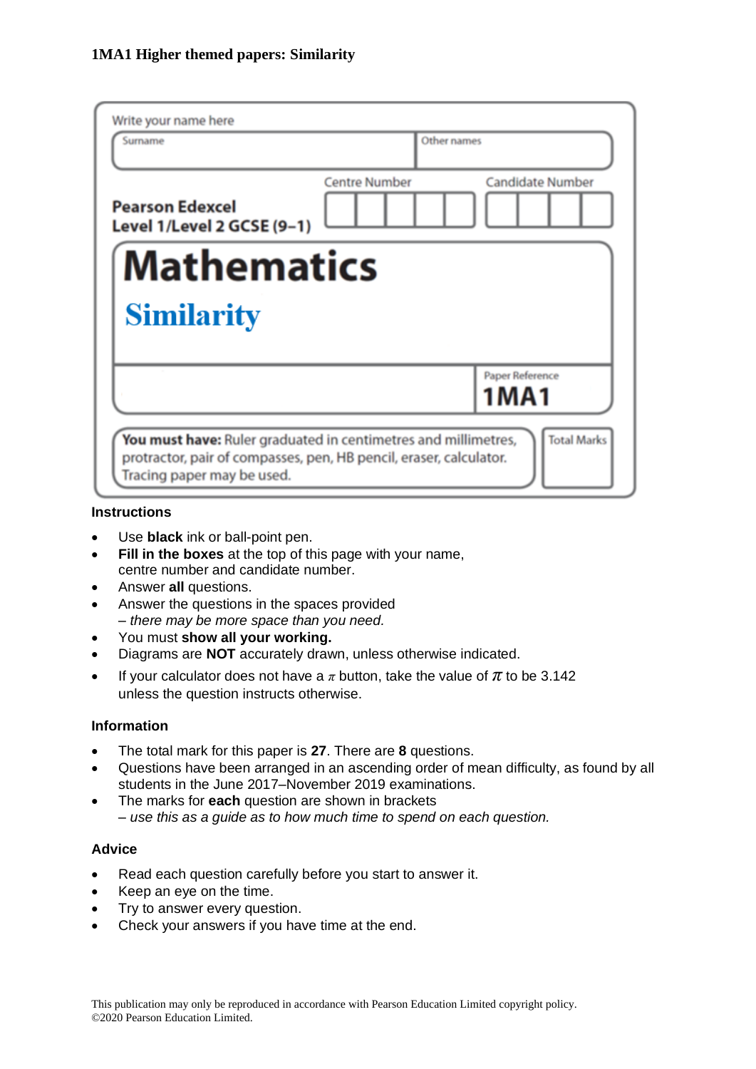**1MA1 Higher themed papers: Similarity**

Write your name here

| Surname | Other names |
|---|---|
| | |

**Pearson Edexcel**
**Level 1/Level 2 GCSE (9–1)**

Centre Number | Candidate Number

# Mathematics

## Similarity

Paper Reference
**1MA1**

**You must have:** Ruler graduated in centimetres and millimetres, protractor, pair of compasses, pen, HB pencil, eraser, calculator. Tracing paper may be used.

Total Marks

### Instructions

- Use **black** ink or ball-point pen.
- **Fill in the boxes** at the top of this page with your name, centre number and candidate number.
- Answer **all** questions.
- Answer the questions in the spaces provided
  *– there may be more space than you need.*
- You must **show all your working.**
- Diagrams are **NOT** accurately drawn, unless otherwise indicated.
- If your calculator does not have a $\pi$ button, take the value of $\pi$ to be 3.142 unless the question instructs otherwise.

### Information

- The total mark for this paper is **27**. There are **8** questions.
- Questions have been arranged in an ascending order of mean difficulty, as found by all students in the June 2017–November 2019 examinations.
- The marks for **each** question are shown in brackets
  *– use this as a guide as to how much time to spend on each question.*

### Advice

- Read each question carefully before you start to answer it.
- Keep an eye on the time.
- Try to answer every question.
- Check your answers if you have time at the end.

This publication may only be reproduced in accordance with Pearson Education Limited copyright policy.
©2020 Pearson Education Limited.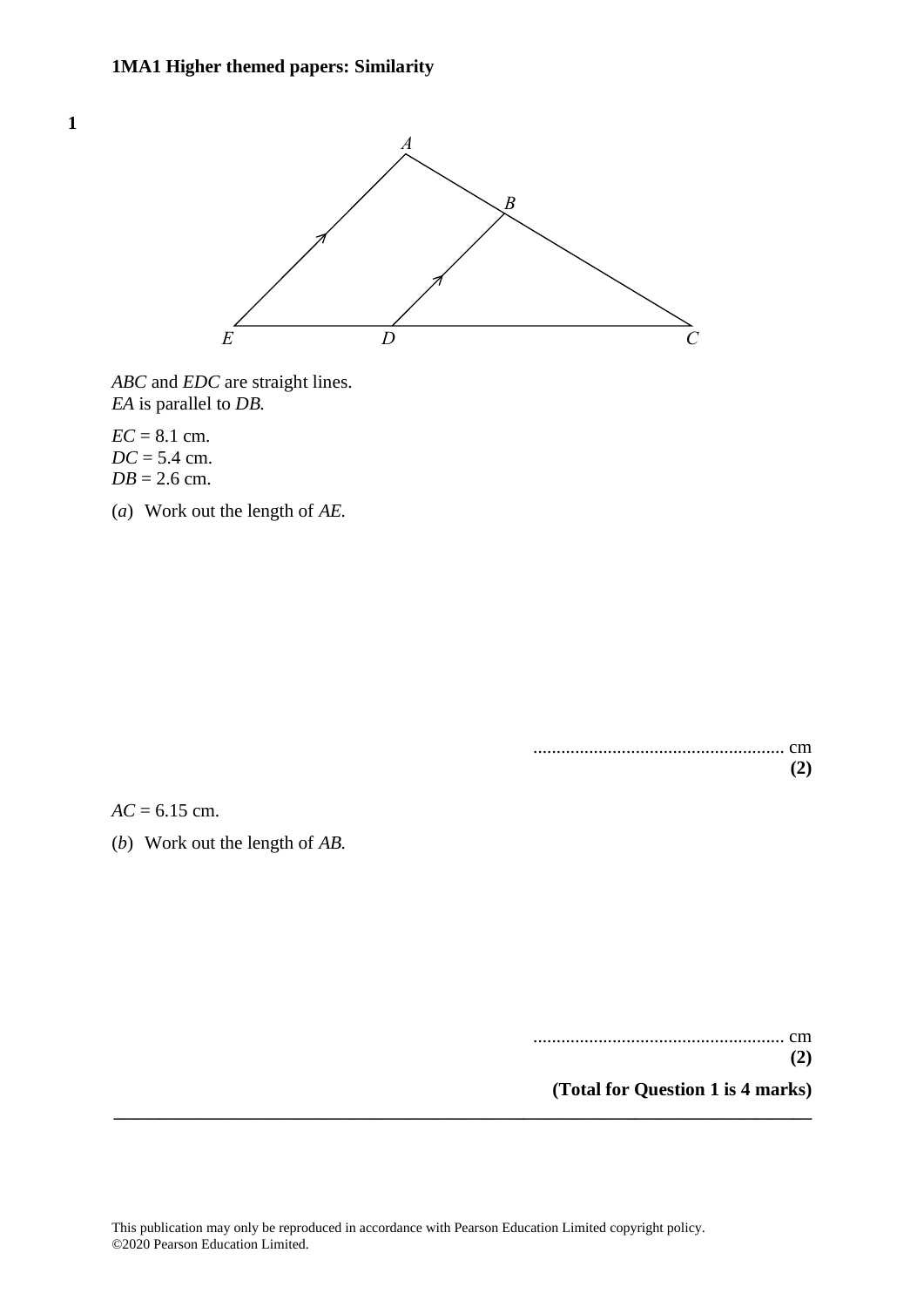**1MA1 Higher themed papers: Similarity**

**1**

*ABC* and *EDC* are straight lines.
*EA* is parallel to *DB*.

*EC* = 8.1 cm.
*DC* = 5.4 cm.
*DB* = 2.6 cm.

(*a*) Work out the length of *AE*.

...................................................... cm
**(2)**

*AC* = 6.15 cm.

(*b*) Work out the length of *AB*.

...................................................... cm
**(2)**

**(Total for Question 1 is 4 marks)**

---

This publication may only be reproduced in accordance with Pearson Education Limited copyright policy.
©2020 Pearson Education Limited.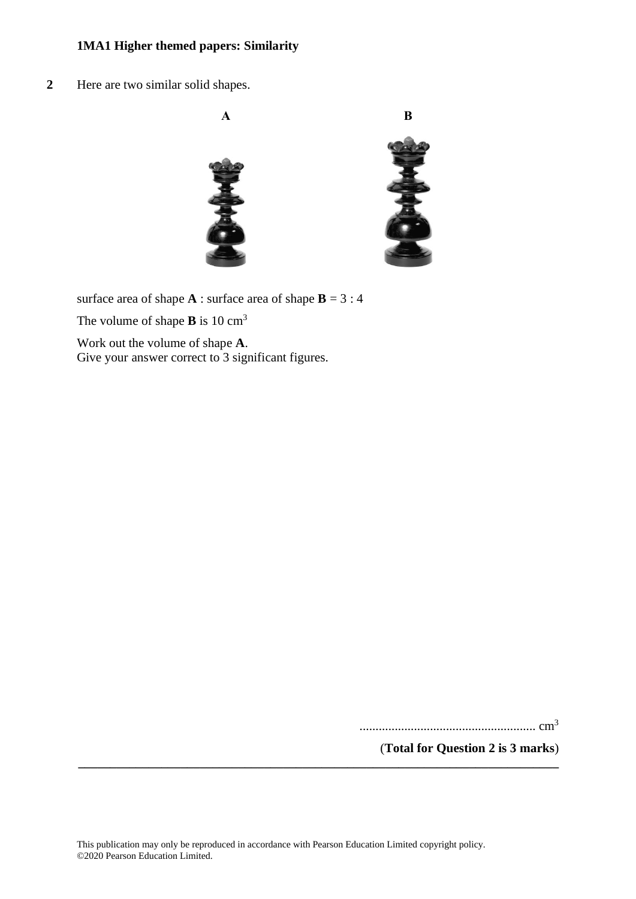**2** Here are two similar solid shapes.

**A** **B**

surface area of shape **A** : surface area of shape **B** = 3 : 4

The volume of shape **B** is 10 $cm^3$

Work out the volume of shape **A**.
Give your answer correct to 3 significant figures.

....................................................... $cm^3$

(**Total for Question 2 is 3 marks**)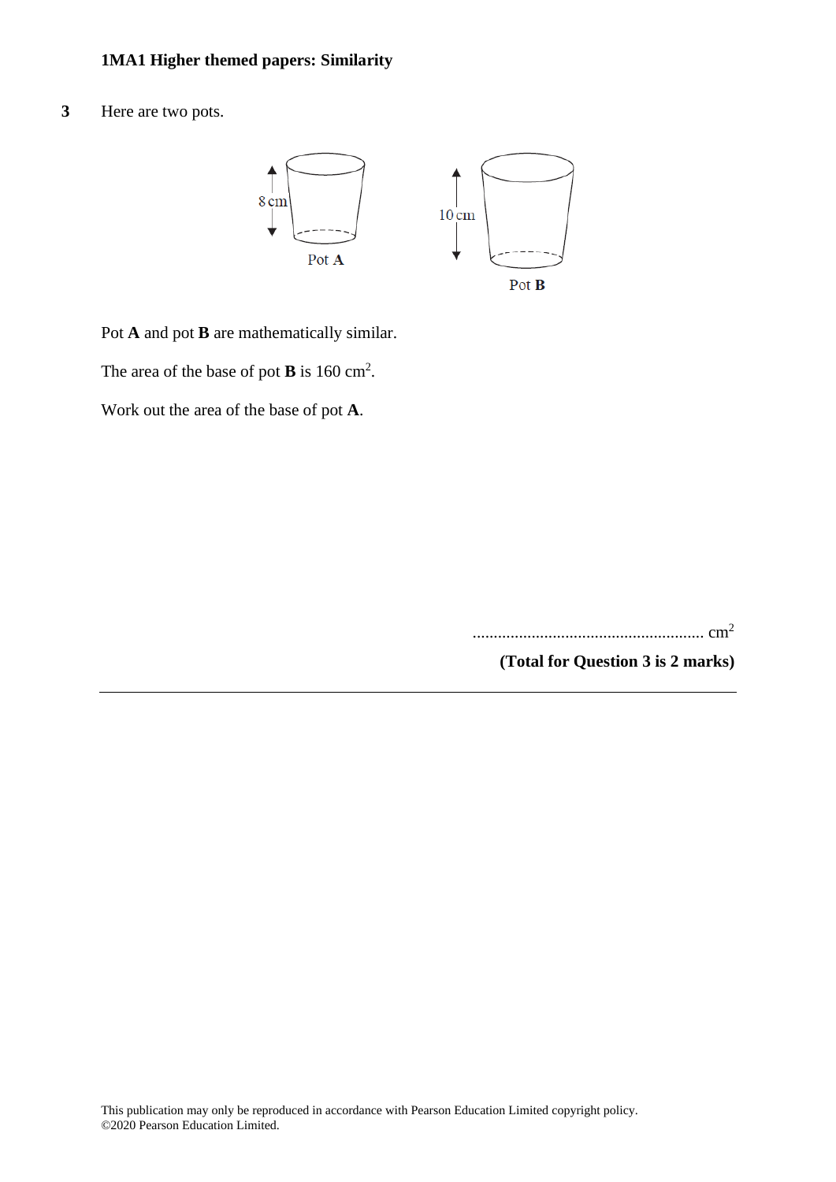**3** Here are two pots.

8 cm

Pot **A**

10 cm

Pot **B**

Pot **A** and pot **B** are mathematically similar.

The area of the base of pot **B** is 160 $cm^2$.

Work out the area of the base of pot **A**.

...................................................... $cm^2$

**(Total for Question 3 is 2 marks)**

---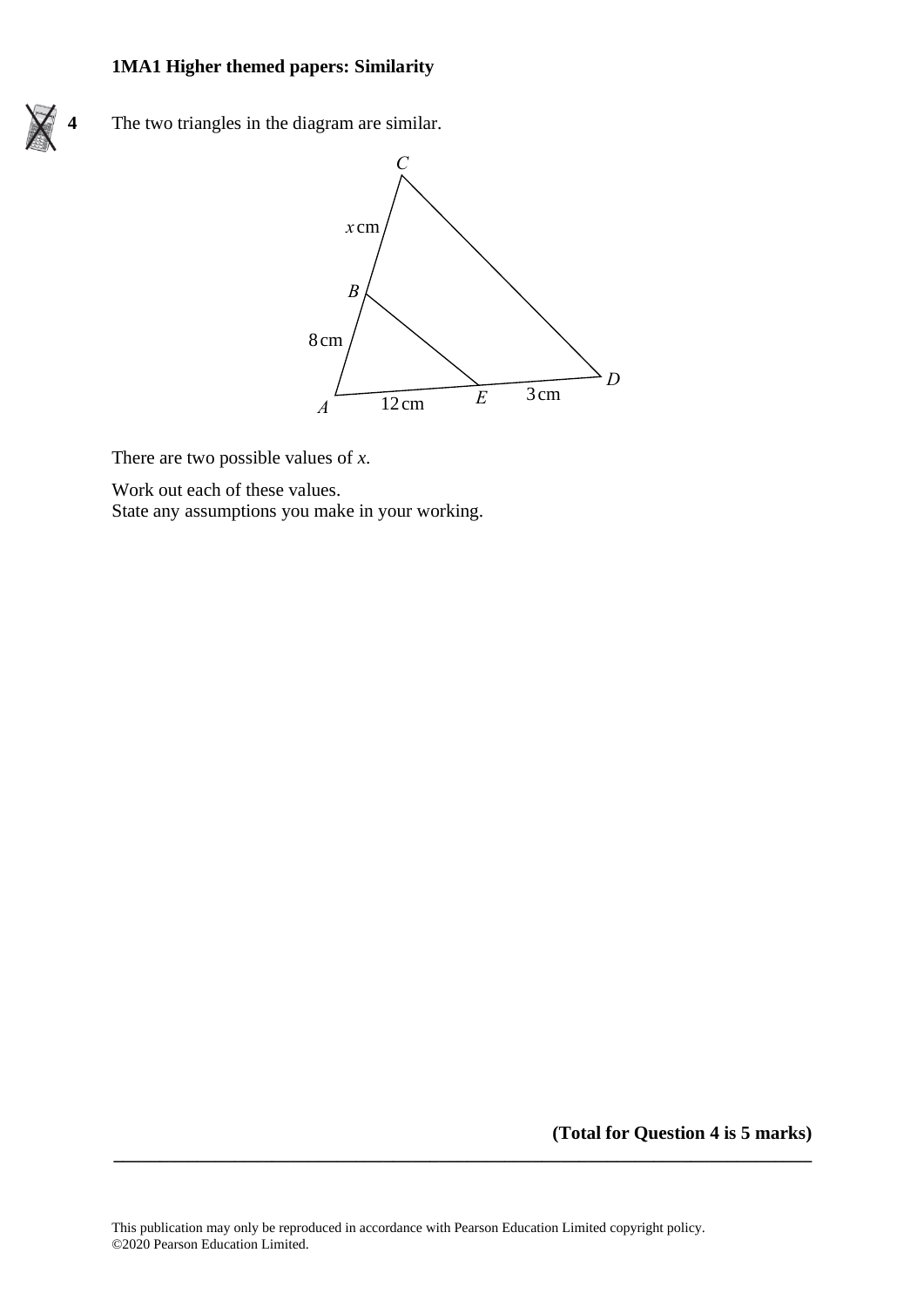**4** The two triangles in the diagram are similar.

There are two possible values of $x$.

Work out each of these values.
State any assumptions you make in your working.

**(Total for Question 4 is 5 marks)**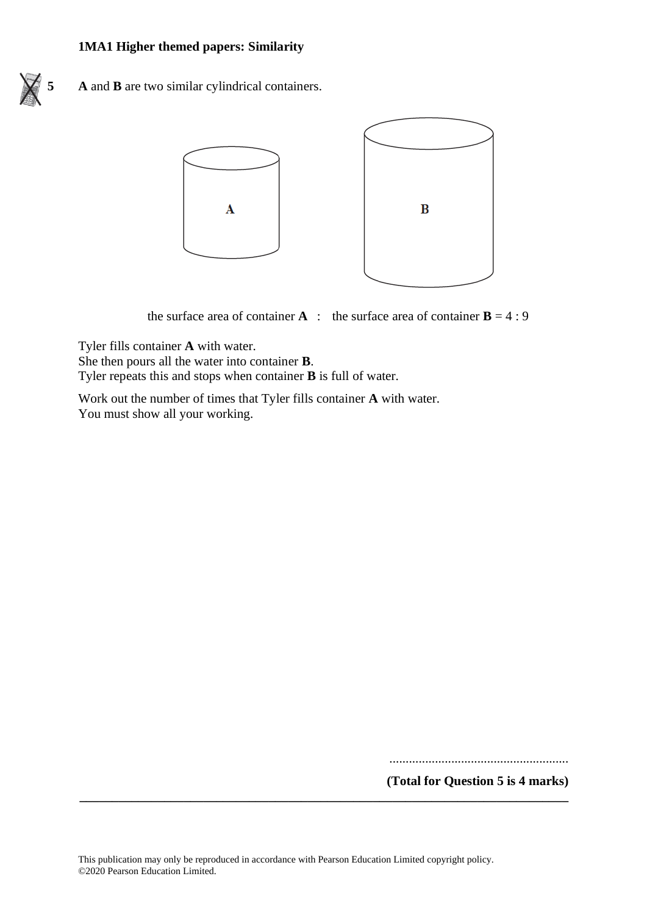**5** **A** and **B** are two similar cylindrical containers.

the surface area of container **A** : the surface area of container **B** = 4 : 9

Tyler fills container **A** with water.
She then pours all the water into container **B**.
Tyler repeats this and stops when container **B** is full of water.

Work out the number of times that Tyler fills container **A** with water.
You must show all your working.

......................................................

**(Total for Question 5 is 4 marks)**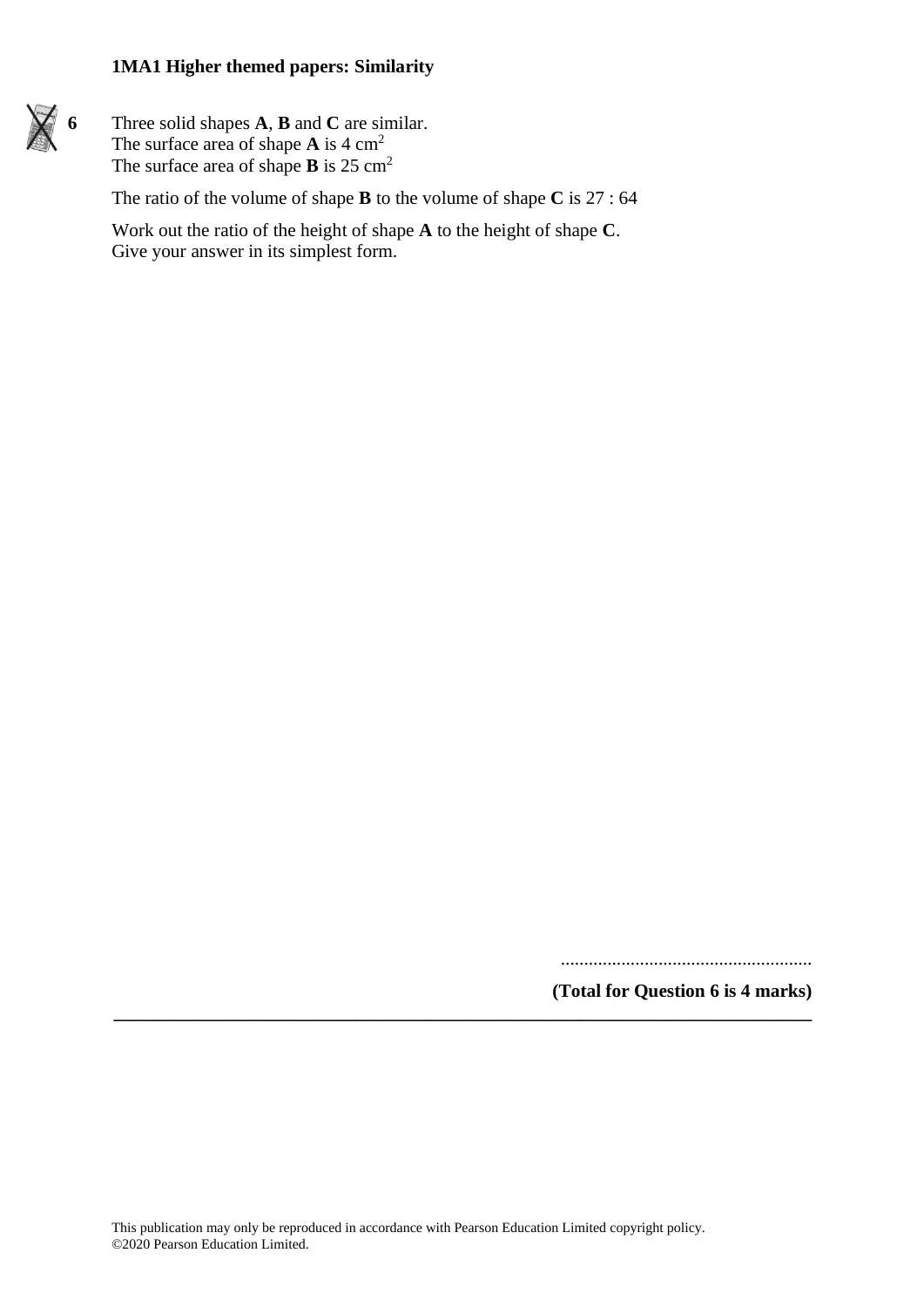**6** Three solid shapes **A**, **B** and **C** are similar.
The surface area of shape **A** is 4 cm$^2$
The surface area of shape **B** is 25 cm$^2$

The ratio of the volume of shape **B** to the volume of shape **C** is 27 : 64

Work out the ratio of the height of shape **A** to the height of shape **C**.
Give your answer in its simplest form.

.......................................................

**(Total for Question 6 is 4 marks)**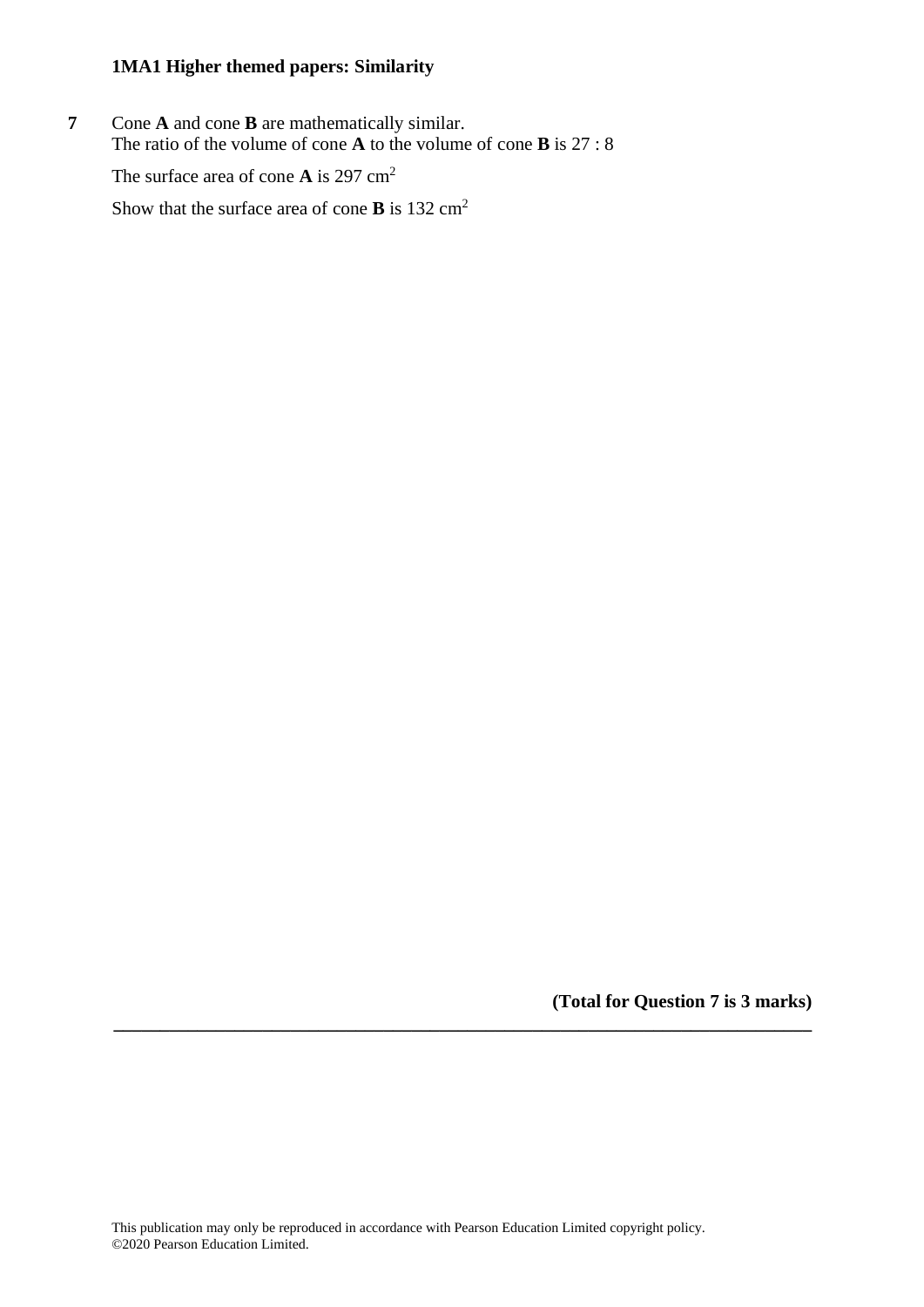**7** Cone **A** and cone **B** are mathematically similar.
The ratio of the volume of cone **A** to the volume of cone **B** is 27 : 8

The surface area of cone **A** is 297 $cm^2$

Show that the surface area of cone **B** is 132 $cm^2$

**(Total for Question 7 is 3 marks)**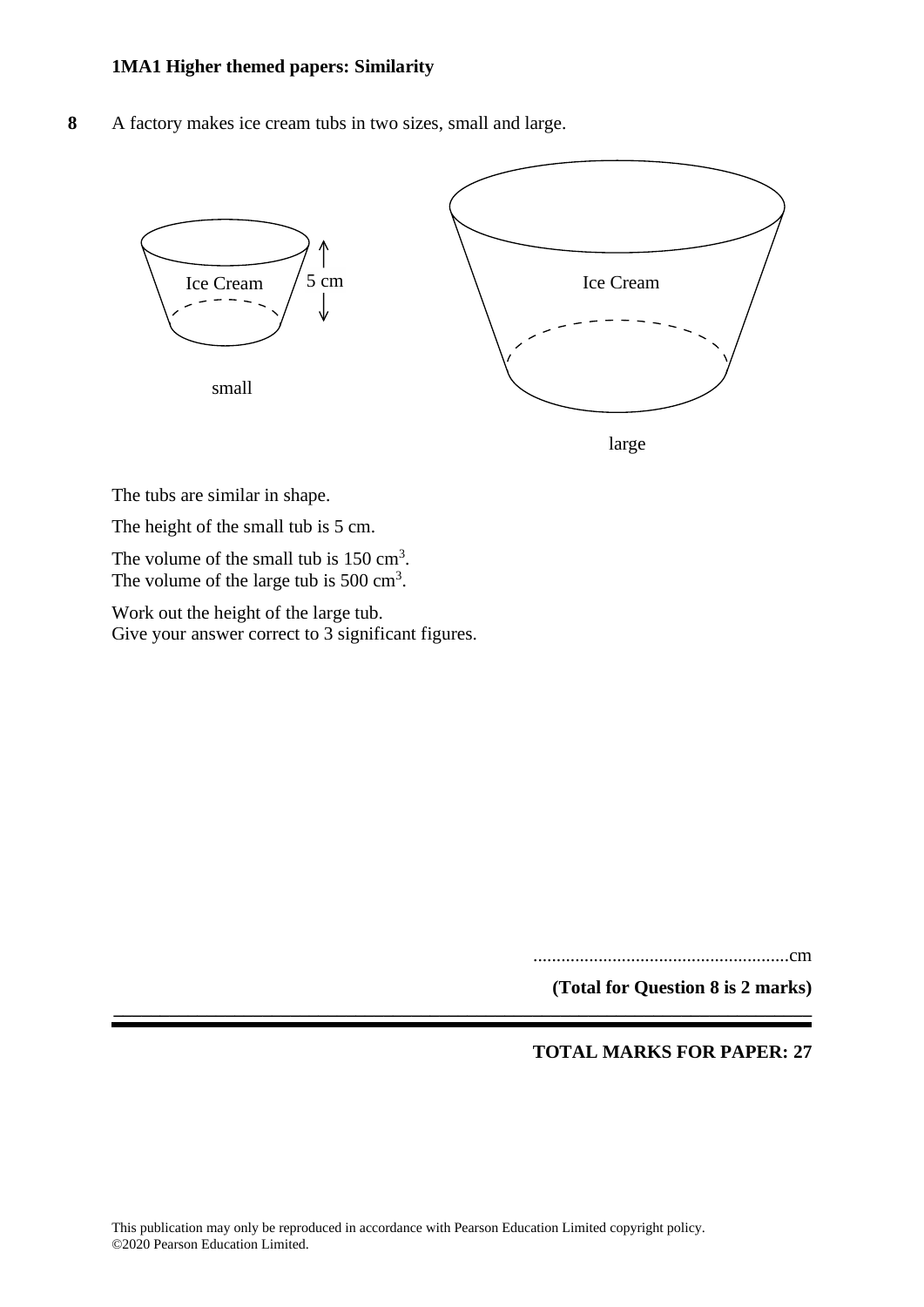**8** A factory makes ice cream tubs in two sizes, small and large.

Ice Cream

5 cm

small

Ice Cream

large

The tubs are similar in shape.

The height of the small tub is 5 cm.

The volume of the small tub is 150 cm$^3$.
The volume of the large tub is 500 cm$^3$.

Work out the height of the large tub.
Give your answer correct to 3 significant figures.

.......................................................cm

**(Total for Question 8 is 2 marks)**

---

**TOTAL MARKS FOR PAPER: 27**

This publication may only be reproduced in accordance with Pearson Education Limited copyright policy.
©2020 Pearson Education Limited.